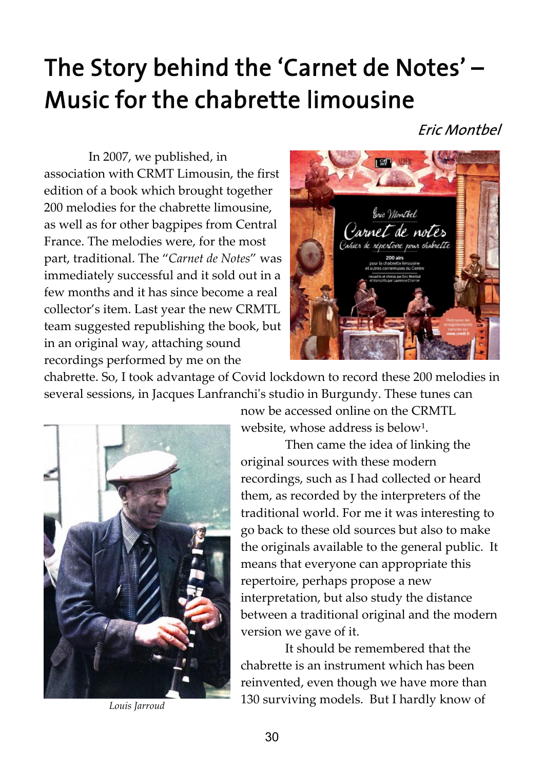# The Story behind the 'Carnet de Notes' – Music for the chabrette limousine

*Eric Montbel*

In 2007, we published, in association with CRMT Limousin, the first edition of a book which brought together 200 melodies for the chabrette limousine, as well as for other bagpipes from Central France. The melodies were, for the most part, traditional. The "*Carnet de Notes*" was immediately successful and it sold out in a few months and it has since become a real collector's item. Last year the new CRMTL team suggested republishing the book, but in an original way, attaching sound recordings performed by me on the chabrette. So, I took advantage of Covid lockdown to record these 200 melodies in several sessions, in Jacques Lanfranchi's studio in Burgundy. These tunes can now be accessed online on the CRMTL website, whose address is below[1].

Louis Jarroud

Then came the idea of linking the original sources with these modern recordings, such as I had collected or heard them, as recorded by the interpreters of the traditional world. For me it was interesting to go back to these old sources but also to make the originals available to the general public. It means that everyone can appropriate this repertoire, perhaps propose a new interpretation, but also study the distance between a traditional original and the modern version we gave of it.

It should be remembered that the chabrette is an instrument which has been reinvented, even though we have more than 130 surviving models. But I hardly know of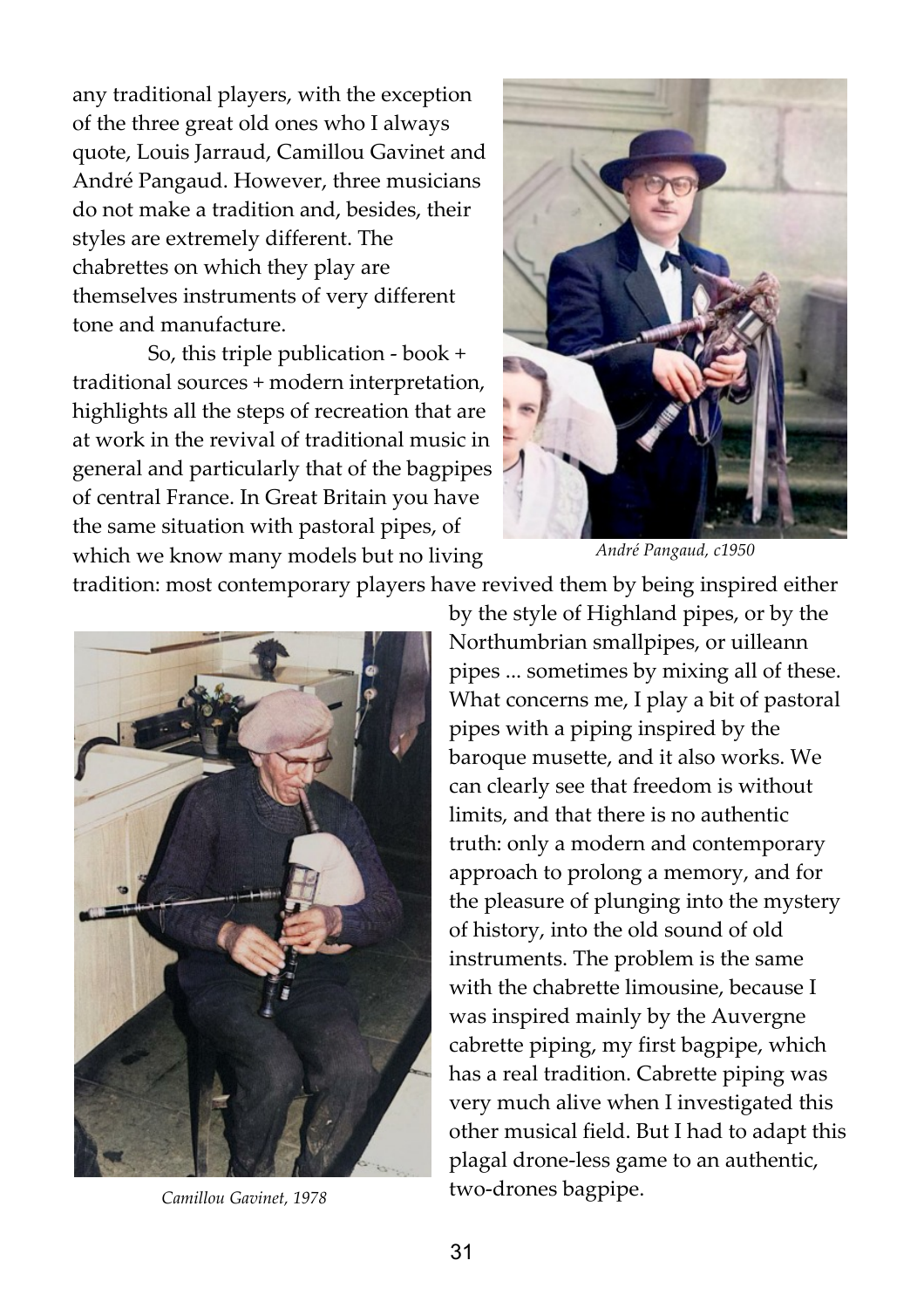any traditional players, with the exception of the three great old ones who I always quote, Louis Jarraud, Camillou Gavinet and André Pangaud. However, three musicians do not make a tradition and, besides, their styles are extremely different. The chabrettes on which they play are themselves instruments of very different tone and manufacture.

So, this triple publication - book + traditional sources + modern interpretation, highlights all the steps of recreation that are at work in the revival of traditional music in general and particularly that of the bagpipes of central France. In Great Britain you have the same situation with pastoral pipes, of which we know many models but no living tradition: most contemporary players have revived them by being inspired either by the style of Highland pipes, or by the Northumbrian smallpipes, or uilleann pipes ... sometimes by mixing all of these. What concerns me, I play a bit of pastoral pipes with a piping inspired by the baroque musette, and it also works. We can clearly see that freedom is without limits, and that there is no authentic truth: only a modern and contemporary approach to prolong a memory, and for the pleasure of plunging into the mystery of history, into the old sound of old instruments. The problem is the same with the chabrette limousine, because I was inspired mainly by the Auvergne cabrette piping, my first bagpipe, which has a real tradition. Cabrette piping was very much alive when I investigated this other musical field. But I had to adapt this plagal drone-less game to an authentic, two-drones bagpipe.

*André Pangaud, c1950*

*Camillou Gavinet, 1978*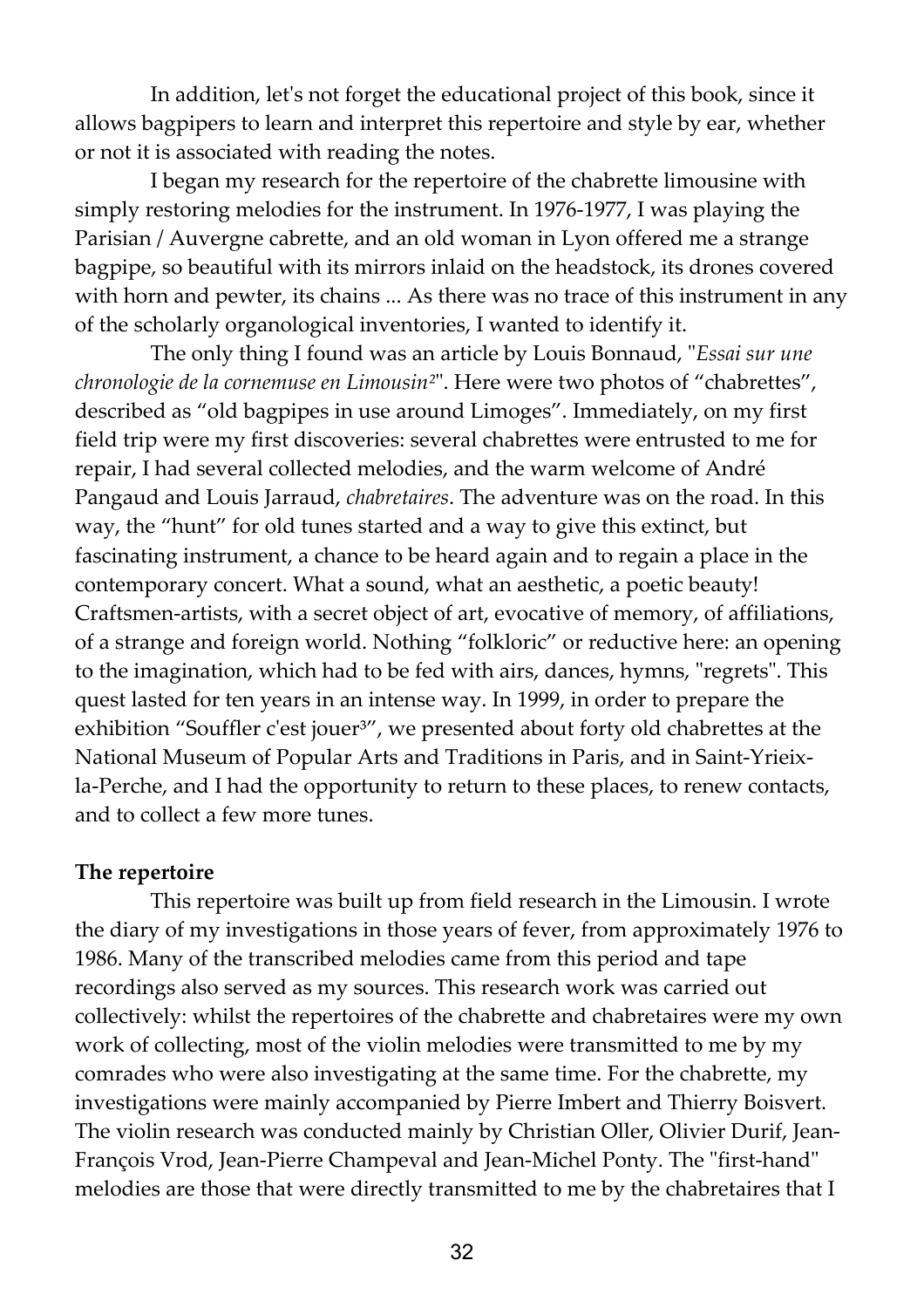In addition, let's not forget the educational project of this book, since it allows bagpipers to learn and interpret this repertoire and style by ear, whether or not it is associated with reading the notes.

I began my research for the repertoire of the chabrette limousine with simply restoring melodies for the instrument. In 1976-1977, I was playing the Parisian / Auvergne cabrette, and an old woman in Lyon offered me a strange bagpipe, so beautiful with its mirrors inlaid on the headstock, its drones covered with horn and pewter, its chains ... As there was no trace of this instrument in any of the scholarly organological inventories, I wanted to identify it.

The only thing I found was an article by Louis Bonnaud, "*Essai sur une chronologie de la cornemuse en Limousin*[2]". Here were two photos of "chabrettes", described as "old bagpipes in use around Limoges". Immediately, on my first field trip were my first discoveries: several chabrettes were entrusted to me for repair, I had several collected melodies, and the warm welcome of André Pangaud and Louis Jarraud, *chabretaires*. The adventure was on the road. In this way, the "hunt" for old tunes started and a way to give this extinct, but fascinating instrument, a chance to be heard again and to regain a place in the contemporary concert. What a sound, what an aesthetic, a poetic beauty! Craftsmen-artists, with a secret object of art, evocative of memory, of affiliations, of a strange and foreign world. Nothing "folkloric" or reductive here: an opening to the imagination, which had to be fed with airs, dances, hymns, "regrets". This quest lasted for ten years in an intense way. In 1999, in order to prepare the exhibition "Souffler c'est jouer[3]", we presented about forty old chabrettes at the National Museum of Popular Arts and Traditions in Paris, and in Saint-Yrieix-la-Perche, and I had the opportunity to return to these places, to renew contacts, and to collect a few more tunes.

**The repertoire**

This repertoire was built up from field research in the Limousin. I wrote the diary of my investigations in those years of fever, from approximately 1976 to 1986. Many of the transcribed melodies came from this period and tape recordings also served as my sources. This research work was carried out collectively: whilst the repertoires of the chabrette and chabretaires were my own work of collecting, most of the violin melodies were transmitted to me by my comrades who were also investigating at the same time. For the chabrette, my investigations were mainly accompanied by Pierre Imbert and Thierry Boisvert. The violin research was conducted mainly by Christian Oller, Olivier Durif, Jean-François Vrod, Jean-Pierre Champeval and Jean-Michel Ponty. The "first-hand" melodies are those that were directly transmitted to me by the chabretaires that I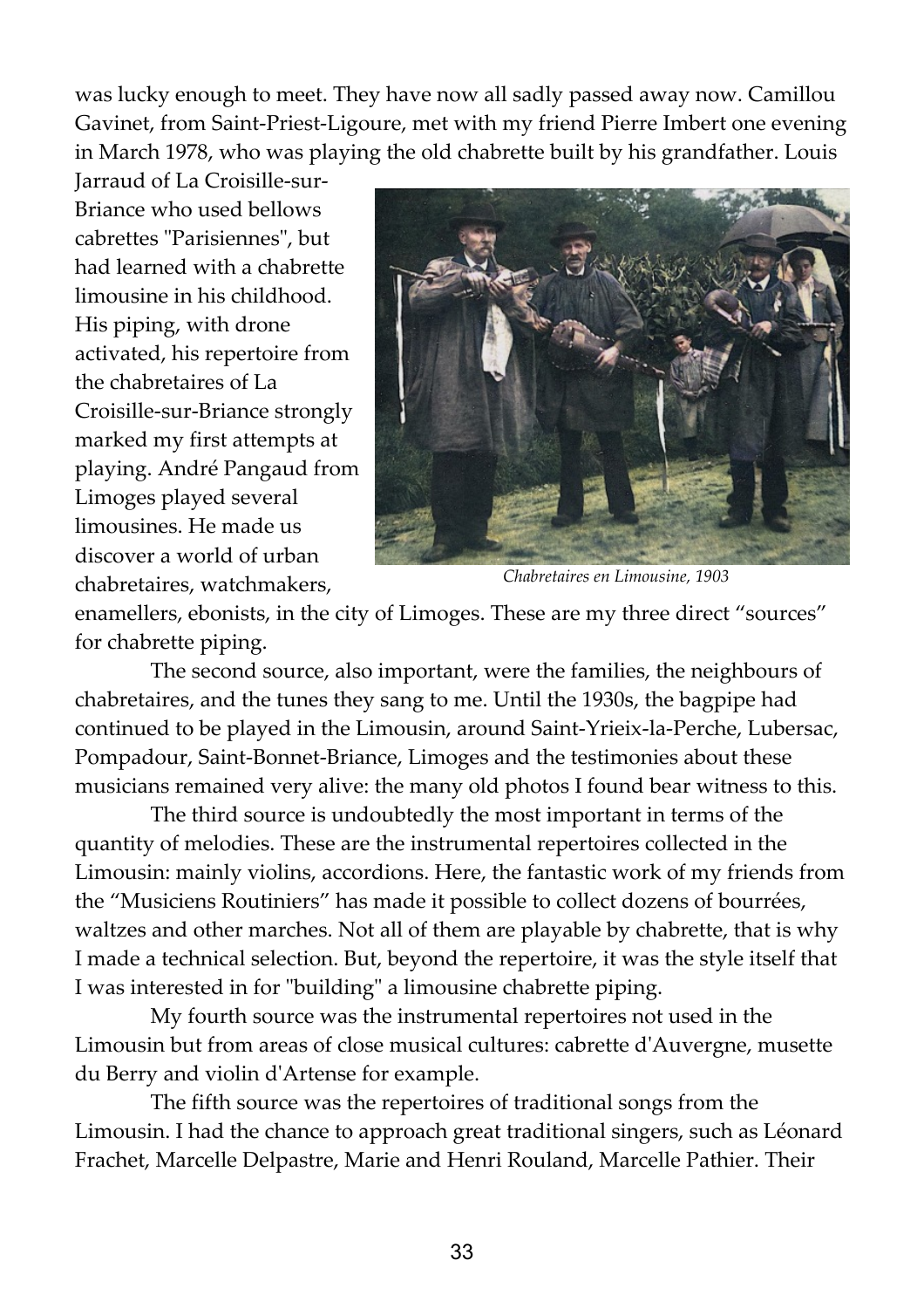was lucky enough to meet. They have now all sadly passed away now. Camillou Gavinet, from Saint-Priest-Ligoure, met with my friend Pierre Imbert one evening in March 1978, who was playing the old chabrette built by his grandfather. Louis Jarraud of La Croisille-sur-Briance who used bellows cabrettes "Parisiennes", but had learned with a chabrette limousine in his childhood. His piping, with drone activated, his repertoire from the chabretaires of La Croisille-sur-Briance strongly marked my first attempts at playing. André Pangaud from Limoges played several limousines. He made us discover a world of urban chabretaires, watchmakers, enamellers, ebonists, in the city of Limoges. These are my three direct “sources” for chabrette piping.

*Chabretaires en Limousine, 1903*

The second source, also important, were the families, the neighbours of chabretaires, and the tunes they sang to me. Until the 1930s, the bagpipe had continued to be played in the Limousin, around Saint-Yrieix-la-Perche, Lubersac, Pompadour, Saint-Bonnet-Briance, Limoges and the testimonies about these musicians remained very alive: the many old photos I found bear witness to this.

The third source is undoubtedly the most important in terms of the quantity of melodies. These are the instrumental repertoires collected in the Limousin: mainly violins, accordions. Here, the fantastic work of my friends from the “Musiciens Routiniers” has made it possible to collect dozens of bourrées, waltzes and other marches. Not all of them are playable by chabrette, that is why I made a technical selection. But, beyond the repertoire, it was the style itself that I was interested in for "building" a limousine chabrette piping.

My fourth source was the instrumental repertoires not used in the Limousin but from areas of close musical cultures: cabrette d'Auvergne, musette du Berry and violin d'Artense for example.

The fifth source was the repertoires of traditional songs from the Limousin. I had the chance to approach great traditional singers, such as Léonard Frachet, Marcelle Delpastre, Marie and Henri Rouland, Marcelle Pathier. Their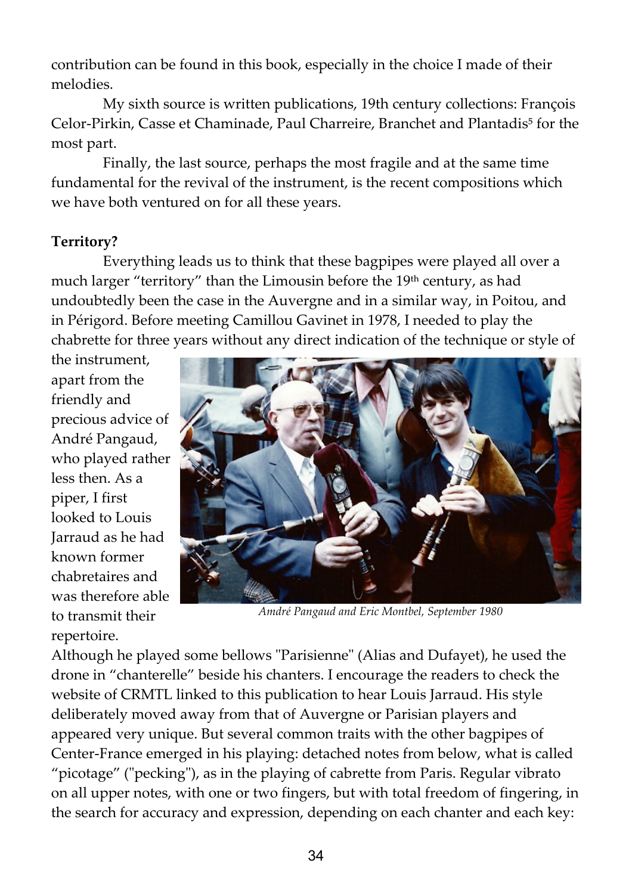contribution can be found in this book, especially in the choice I made of their melodies.

My sixth source is written publications, 19th century collections: François Celor-Pirkin, Casse et Chaminade, Paul Charreire, Branchet and Plantadis[5] for the most part.

Finally, the last source, perhaps the most fragile and at the same time fundamental for the revival of the instrument, is the recent compositions which we have both ventured on for all these years.

**Territory?**

Everything leads us to think that these bagpipes were played all over a much larger "territory" than the Limousin before the 19th century, as had undoubtedly been the case in the Auvergne and in a similar way, in Poitou, and in Périgord. Before meeting Camillou Gavinet in 1978, I needed to play the chabrette for three years without any direct indication of the technique or style of the instrument, apart from the friendly and precious advice of André Pangaud, who played rather less then. As a piper, I first looked to Louis Jarraud as he had known former chabretaires and was therefore able to transmit their repertoire.

*Amdré Pangaud and Eric Montbel, September 1980*

Although he played some bellows "Parisienne" (Alias and Dufayet), he used the drone in "chanterelle" beside his chanters. I encourage the readers to check the website of CRMTL linked to this publication to hear Louis Jarraud. His style deliberately moved away from that of Auvergne or Parisian players and appeared very unique. But several common traits with the other bagpipes of Center-France emerged in his playing: detached notes from below, what is called "picotage" ("pecking"), as in the playing of cabrette from Paris. Regular vibrato on all upper notes, with one or two fingers, but with total freedom of fingering, in the search for accuracy and expression, depending on each chanter and each key: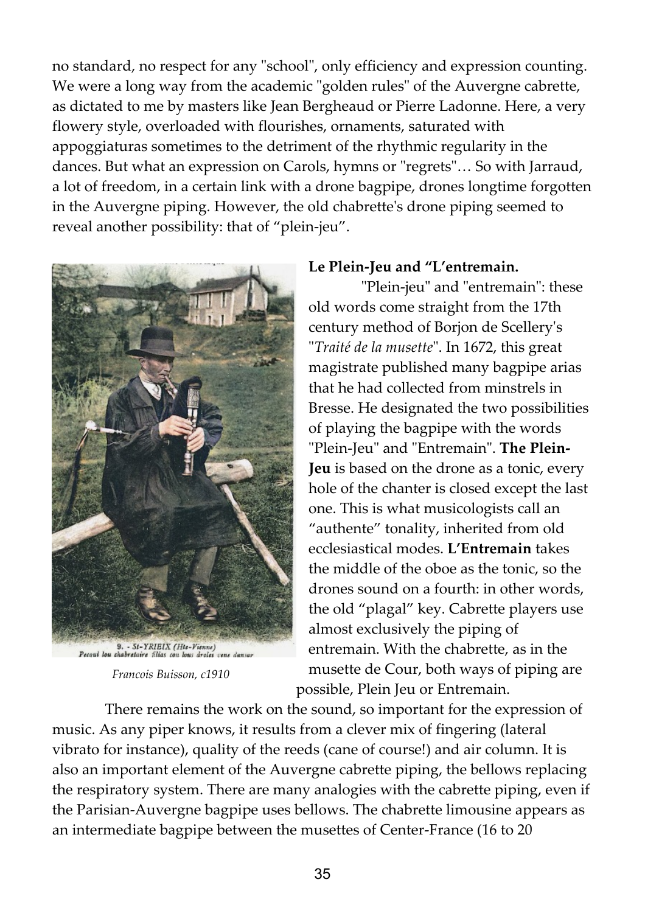no standard, no respect for any "school", only efficiency and expression counting. We were a long way from the academic "golden rules" of the Auvergne cabrette, as dictated to me by masters like Jean Bergheaud or Pierre Ladonne. Here, a very flowery style, overloaded with flourishes, ornaments, saturated with appoggiaturas sometimes to the detriment of the rhythmic regularity in the dances. But what an expression on Carols, hymns or "regrets"… So with Jarraud, a lot of freedom, in a certain link with a drone bagpipe, drones longtime forgotten in the Auvergne piping. However, the old chabrette's drone piping seemed to reveal another possibility: that of “plein-jeu”.

9. - St-YRIEIX (Hte-Vienne)
Pecaui lou chabretaire filias con lous droles vene dansar

*Francois Buisson, c1910*

**Le Plein-Jeu and “L’entremain.**

"Plein-jeu" and "entremain": these old words come straight from the 17th century method of Borjon de Scellery's "*Traité de la musette*". In 1672, this great magistrate published many bagpipe arias that he had collected from minstrels in Bresse. He designated the two possibilities of playing the bagpipe with the words "Plein-Jeu" and "Entremain". **The Plein-Jeu** is based on the drone as a tonic, every hole of the chanter is closed except the last one. This is what musicologists call an “authente” tonality, inherited from old ecclesiastical modes. **L’Entremain** takes the middle of the oboe as the tonic, so the drones sound on a fourth: in other words, the old “plagal” key. Cabrette players use almost exclusively the piping of entremain. With the chabrette, as in the musette de Cour, both ways of piping are possible, Plein Jeu or Entremain.

There remains the work on the sound, so important for the expression of music. As any piper knows, it results from a clever mix of fingering (lateral vibrato for instance), quality of the reeds (cane of course!) and air column. It is also an important element of the Auvergne cabrette piping, the bellows replacing the respiratory system. There are many analogies with the cabrette piping, even if the Parisian-Auvergne bagpipe uses bellows. The chabrette limousine appears as an intermediate bagpipe between the musettes of Center-France (16 to 20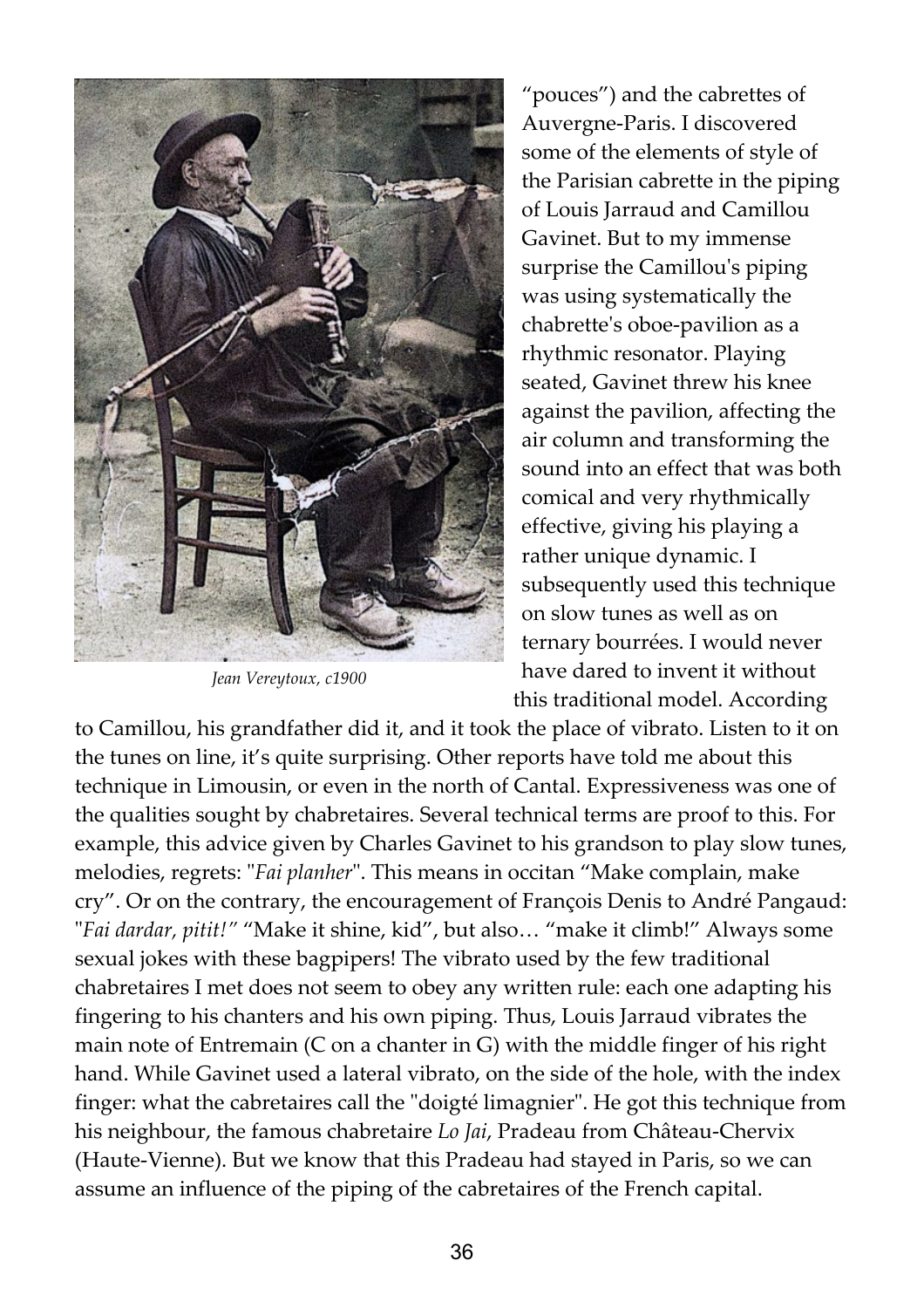Jean Vereytoux, c1900

"pouces") and the cabrettes of Auvergne-Paris. I discovered some of the elements of style of the Parisian cabrette in the piping of Louis Jarraud and Camillou Gavinet. But to my immense surprise the Camillou's piping was using systematically the chabrette's oboe-pavilion as a rhythmic resonator. Playing seated, Gavinet threw his knee against the pavilion, affecting the air column and transforming the sound into an effect that was both comical and very rhythmically effective, giving his playing a rather unique dynamic. I subsequently used this technique on slow tunes as well as on ternary bourrées. I would never have dared to invent it without this traditional model. According to Camillou, his grandfather did it, and it took the place of vibrato. Listen to it on the tunes on line, it's quite surprising. Other reports have told me about this technique in Limousin, or even in the north of Cantal. Expressiveness was one of the qualities sought by chabretaires. Several technical terms are proof to this. For example, this advice given by Charles Gavinet to his grandson to play slow tunes, melodies, regrets: "*Fai planher*". This means in occitan "Make complain, make cry". Or on the contrary, the encouragement of François Denis to André Pangaud: "*Fai dardar, pitit!"* "Make it shine, kid", but also… "make it climb!" Always some sexual jokes with these bagpipers! The vibrato used by the few traditional chabretaires I met does not seem to obey any written rule: each one adapting his fingering to his chanters and his own piping. Thus, Louis Jarraud vibrates the main note of Entremain (C on a chanter in G) with the middle finger of his right hand. While Gavinet used a lateral vibrato, on the side of the hole, with the index finger: what the cabretaires call the "doigté limagnier". He got this technique from his neighbour, the famous chabretaire *Lo Jai*, Pradeau from Château-Chervix (Haute-Vienne). But we know that this Pradeau had stayed in Paris, so we can assume an influence of the piping of the cabretaires of the French capital.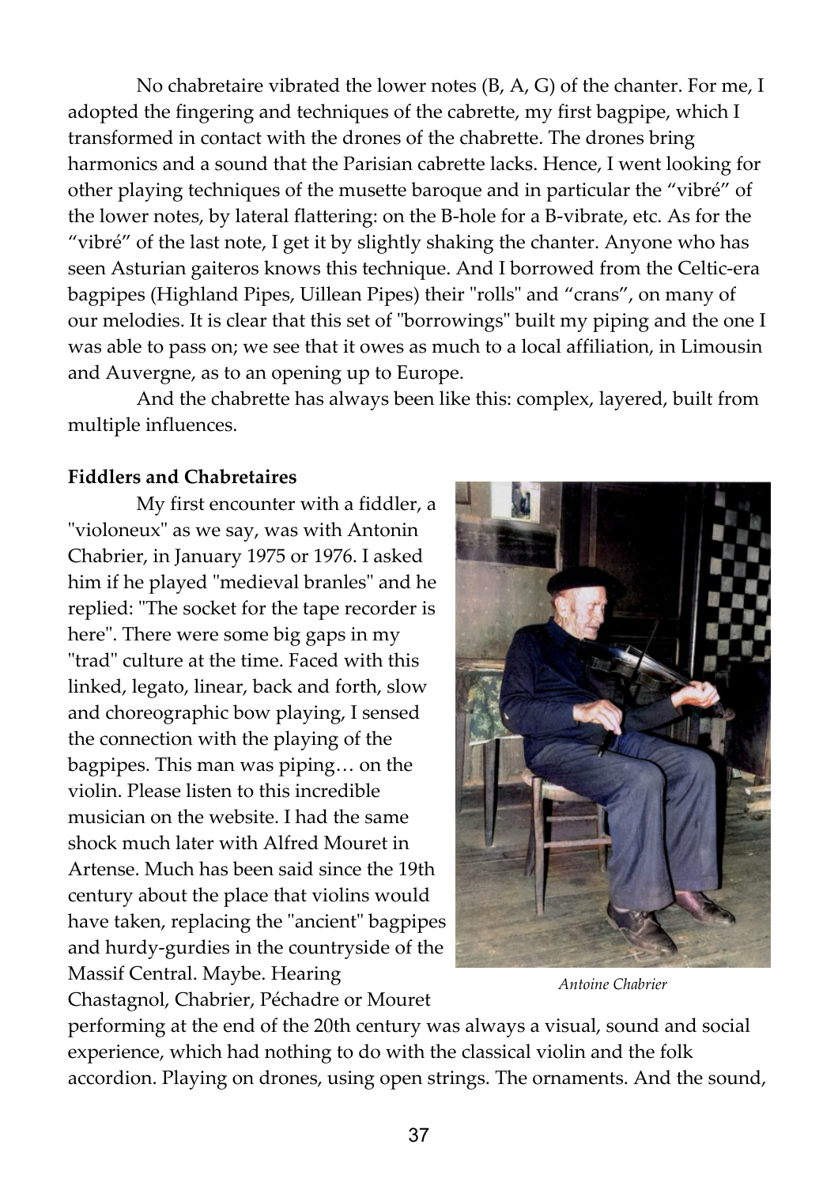No chabretaire vibrated the lower notes (B, A, G) of the chanter. For me, I adopted the fingering and techniques of the cabrette, my first bagpipe, which I transformed in contact with the drones of the chabrette. The drones bring harmonics and a sound that the Parisian cabrette lacks. Hence, I went looking for other playing techniques of the musette baroque and in particular the "vibré" of the lower notes, by lateral flattering: on the B-hole for a B-vibrate, etc. As for the "vibré" of the last note, I get it by slightly shaking the chanter. Anyone who has seen Asturian gaiteros knows this technique. And I borrowed from the Celtic-era bagpipes (Highland Pipes, Uillean Pipes) their "rolls" and "crans", on many of our melodies. It is clear that this set of "borrowings" built my piping and the one I was able to pass on; we see that it owes as much to a local affiliation, in Limousin and Auvergne, as to an opening up to Europe.

And the chabrette has always been like this: complex, layered, built from multiple influences.

**Fiddlers and Chabretaires**

My first encounter with a fiddler, a "violoneux" as we say, was with Antonin Chabrier, in January 1975 or 1976. I asked him if he played "medieval branles" and he replied: "The socket for the tape recorder is here". There were some big gaps in my "trad" culture at the time. Faced with this linked, legato, linear, back and forth, slow and choreographic bow playing, I sensed the connection with the playing of the bagpipes. This man was piping… on the violin. Please listen to this incredible musician on the website. I had the same shock much later with Alfred Mouret in Artense. Much has been said since the 19th century about the place that violins would have taken, replacing the "ancient" bagpipes and hurdy-gurdies in the countryside of the Massif Central. Maybe. Hearing Chastagnol, Chabrier, Péchadre or Mouret performing at the end of the 20th century was always a visual, sound and social experience, which had nothing to do with the classical violin and the folk accordion. Playing on drones, using open strings. The ornaments. And the sound,

*Antoine Chabrier*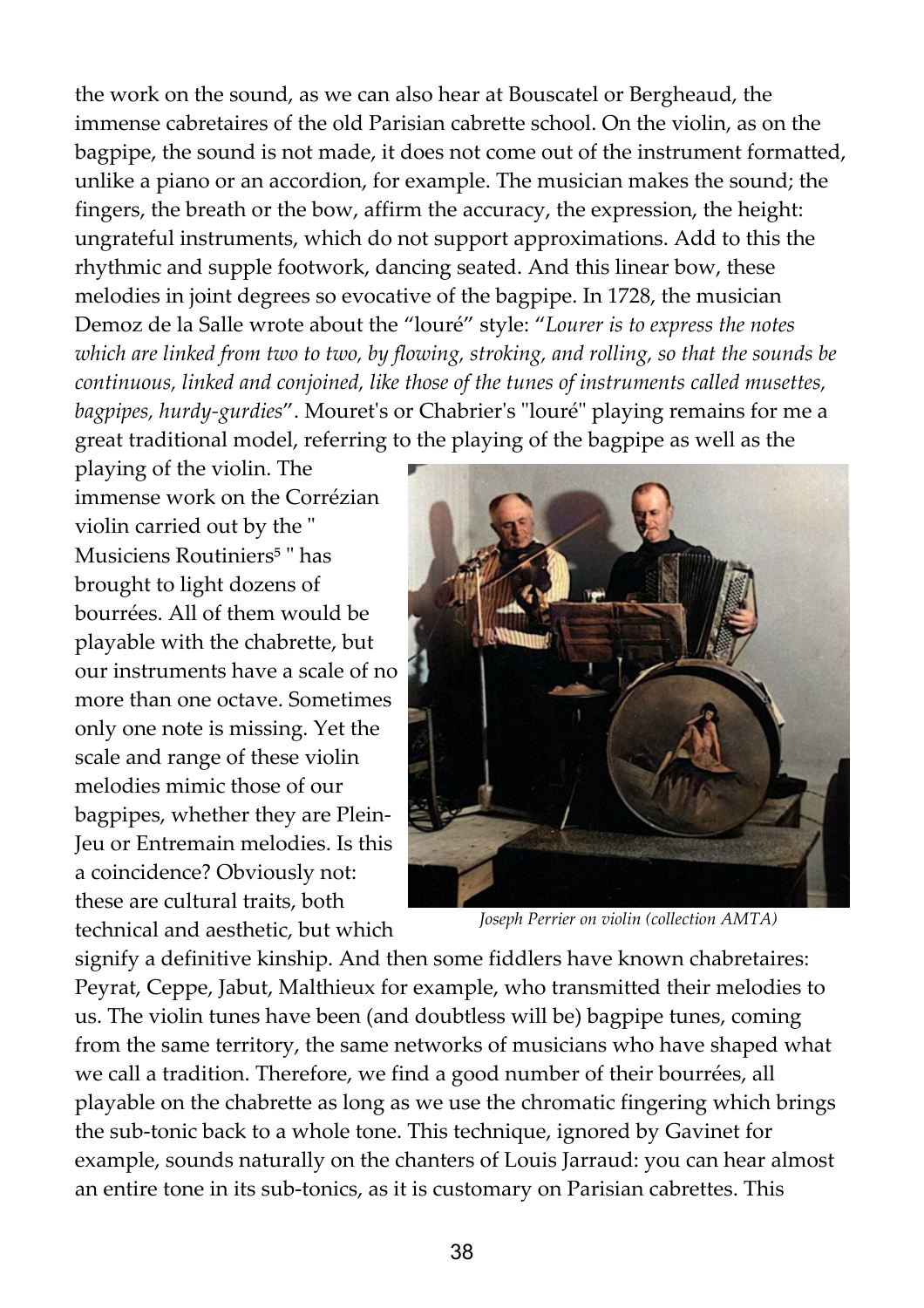the work on the sound, as we can also hear at Bouscatel or Bergheaud, the immense cabretaires of the old Parisian cabrette school. On the violin, as on the bagpipe, the sound is not made, it does not come out of the instrument formatted, unlike a piano or an accordion, for example. The musician makes the sound; the fingers, the breath or the bow, affirm the accuracy, the expression, the height: ungrateful instruments, which do not support approximations. Add to this the rhythmic and supple footwork, dancing seated. And this linear bow, these melodies in joint degrees so evocative of the bagpipe. In 1728, the musician Demoz de la Salle wrote about the "louré" style: "*Lourer is to express the notes which are linked from two to two, by flowing, stroking, and rolling, so that the sounds be continuous, linked and conjoined, like those of the tunes of instruments called musettes, bagpipes, hurdy-gurdies*". Mouret's or Chabrier's "louré" playing remains for me a great traditional model, referring to the playing of the bagpipe as well as the playing of the violin. The immense work on the Corrézian violin carried out by the " Musiciens Routiniers[5] " has brought to light dozens of bourrées. All of them would be playable with the chabrette, but our instruments have a scale of no more than one octave. Sometimes only one note is missing. Yet the scale and range of these violin melodies mimic those of our bagpipes, whether they are Plein-Jeu or Entremain melodies. Is this a coincidence? Obviously not: these are cultural traits, both technical and aesthetic, but which signify a definitive kinship. And then some fiddlers have known chabretaires: Peyrat, Ceppe, Jabut, Malthieux for example, who transmitted their melodies to us. The violin tunes have been (and doubtless will be) bagpipe tunes, coming from the same territory, the same networks of musicians who have shaped what we call a tradition. Therefore, we find a good number of their bourrées, all playable on the chabrette as long as we use the chromatic fingering which brings the sub-tonic back to a whole tone. This technique, ignored by Gavinet for example, sounds naturally on the chanters of Louis Jarraud: you can hear almost an entire tone in its sub-tonics, as it is customary on Parisian cabrettes. This

*Joseph Perrier on violin (collection AMTA)*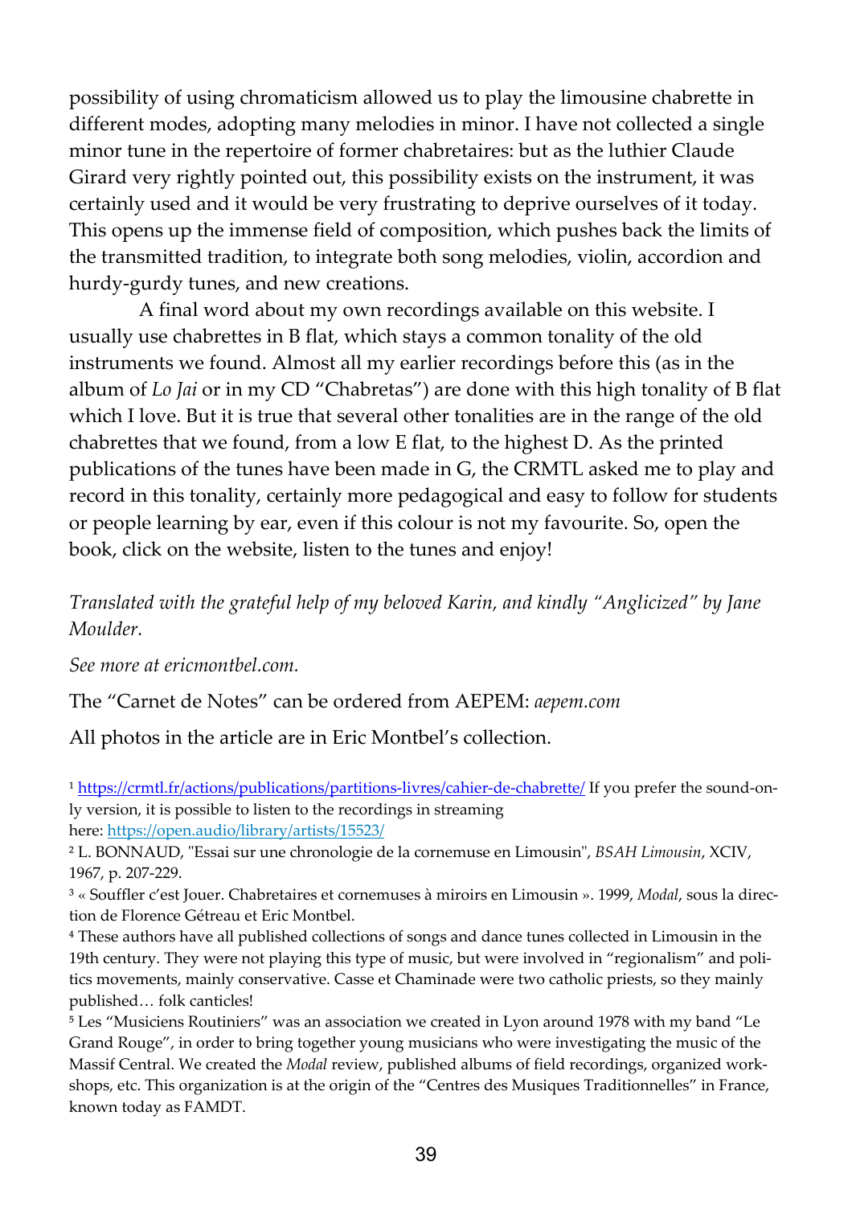possibility of using chromaticism allowed us to play the limousine chabrette in different modes, adopting many melodies in minor. I have not collected a single minor tune in the repertoire of former chabretaires: but as the luthier Claude Girard very rightly pointed out, this possibility exists on the instrument, it was certainly used and it would be very frustrating to deprive ourselves of it today. This opens up the immense field of composition, which pushes back the limits of the transmitted tradition, to integrate both song melodies, violin, accordion and hurdy-gurdy tunes, and new creations.

A final word about my own recordings available on this website. I usually use chabrettes in B flat, which stays a common tonality of the old instruments we found. Almost all my earlier recordings before this (as in the album of *Lo Jai* or in my CD "Chabretas") are done with this high tonality of B flat which I love. But it is true that several other tonalities are in the range of the old chabrettes that we found, from a low E flat, to the highest D. As the printed publications of the tunes have been made in G, the CRMTL asked me to play and record in this tonality, certainly more pedagogical and easy to follow for students or people learning by ear, even if this colour is not my favourite. So, open the book, click on the website, listen to the tunes and enjoy!

*Translated with the grateful help of my beloved Karin, and kindly "Anglicized" by Jane Moulder.*

*See more at ericmontbel.com.*

The "Carnet de Notes" can be ordered from AEPEM: *aepem.com*

All photos in the article are in Eric Montbel's collection.

[1] https://crmtl.fr/actions/publications/partitions-livres/cahier-de-chabrette/ If you prefer the sound-only version, it is possible to listen to the recordings in streaming here: https://open.audio/library/artists/15523/

[2] L. BONNAUD, "Essai sur une chronologie de la cornemuse en Limousin", *BSAH Limousin*, XCIV, 1967, p. 207-229.

[3] « Souffler c'est Jouer. Chabretaires et cornemuses à miroirs en Limousin ». 1999, *Modal*, sous la direction de Florence Gétreau et Eric Montbel.

[4] These authors have all published collections of songs and dance tunes collected in Limousin in the 19th century. They were not playing this type of music, but were involved in "regionalism" and politics movements, mainly conservative. Casse et Chaminade were two catholic priests, so they mainly published… folk canticles!

[5] Les "Musiciens Routiniers" was an association we created in Lyon around 1978 with my band "Le Grand Rouge", in order to bring together young musicians who were investigating the music of the Massif Central. We created the *Modal* review, published albums of field recordings, organized workshops, etc. This organization is at the origin of the "Centres des Musiques Traditionnelles" in France, known today as FAMDT.